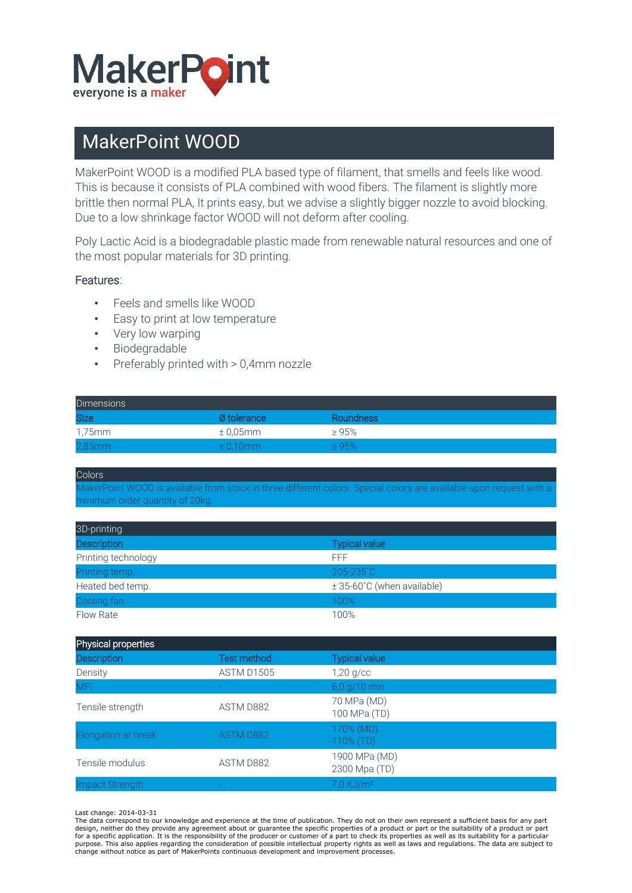MakerPoint
everyone is a maker

# MakerPoint WOOD

MakerPoint WOOD is a modified PLA based type of filament, that smells and feels like wood. This is because it consists of PLA combined with wood fibers. The filament is slightly more brittle then normal PLA, It prints easy, but we advise a slightly bigger nozzle to avoid blocking. Due to a low shrinkage factor WOOD will not deform after cooling.

Poly Lactic Acid is a biodegradable plastic made from renewable natural resources and one of the most popular materials for 3D printing.

Features:

- Feels and smells like WOOD
- Easy to print at low temperature
- Very low warping
- Biodegradable
- Preferably printed with > 0,4mm nozzle

| Dimensions | | |
|---|---|---|
| Size | Ø tolerance | Roundness |
| 1,75mm | ± 0,05mm | ≥ 95% |
| 2,85mm | ± 0,10mm | ≥ 95% |

| Colors |
|---|
| MakerPoint WOOD is available from stock in three different colors. Special colors are available upon request with a minimum order quantity of 20kg. |

| 3D-printing | |
|---|---|
| Description | Typical value |
| Printing technology | FFF |
| Printing temp. | 205-235˚C |
| Heated bed temp. | ± 35-60˚C (when available) |
| Cooling fan | 100% |
| Flow Rate | 100% |

| Physical properties | | |
|---|---|---|
| Description | Test method | Typical value |
| Density | ASTM D1505 | 1,20 g/cc |
| MFI | - | 6,0 g/10 min |
| Tensile strength | ASTM D882 | 70 MPa (MD)<br>100 MPa (TD) |
| Elongation at break | ASTM D882 | 170% (MD)<br>110% (TD) |
| Tensile modulus | ASTM D882 | 1900 MPa (MD)<br>2300 Mpa (TD) |
| Impact Strength | - | 7,0 KJ/m² |

Last change: 2014-03-31
The data correspond to our knowledge and experience at the time of publication. They do not on their own represent a sufficient basis for any part design, neither do they provide any agreement about or guarantee the specific properties of a product or part or the suitability of a product or part for a specific application. It is the responsibility of the producer or customer of a part to check its properties as well as its suitability for a particular purpose. This also applies regarding the consideration of possible intellectual property rights as well as laws and regulations. The data are subject to change without notice as part of MakerPoints continuous development and improvement processes.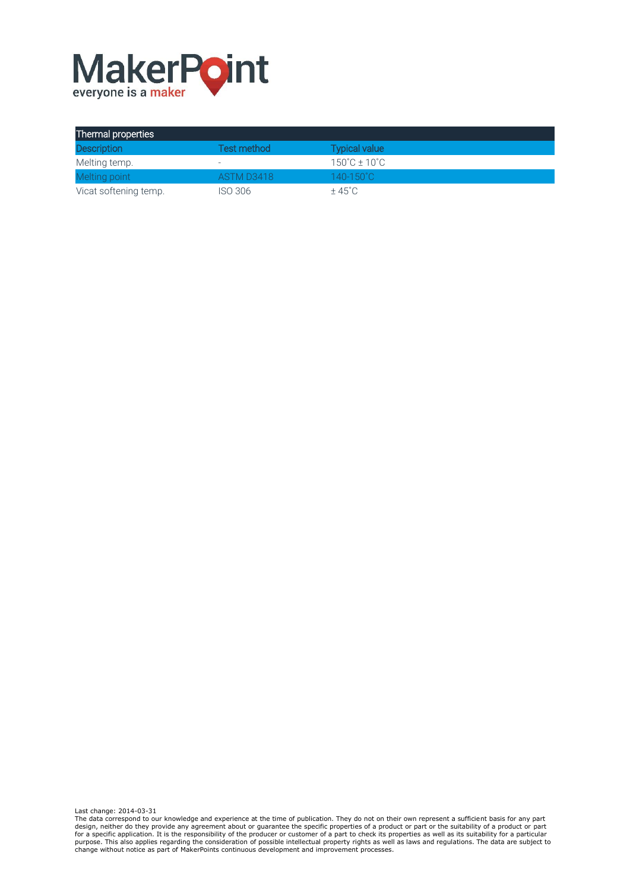MakerPoint
everyone is a maker

| Thermal properties | | |
| --- | --- | --- |
| Description | Test method | Typical value |
| Melting temp. | - | 150˚C ± 10˚C |
| Melting point | ASTM D3418 | 140-150˚C |
| Vicat softening temp. | ISO 306 | ± 45˚C |

Last change: 2014-03-31
The data correspond to our knowledge and experience at the time of publication. They do not on their own represent a sufficient basis for any part design, neither do they provide any agreement about or guarantee the specific properties of a product or part or the suitability of a product or part for a specific application. It is the responsibility of the producer or customer of a part to check its properties as well as its suitability for a particular purpose. This also applies regarding the consideration of possible intellectual property rights as well as laws and regulations. The data are subject to change without notice as part of MakerPoints continuous development and improvement processes.